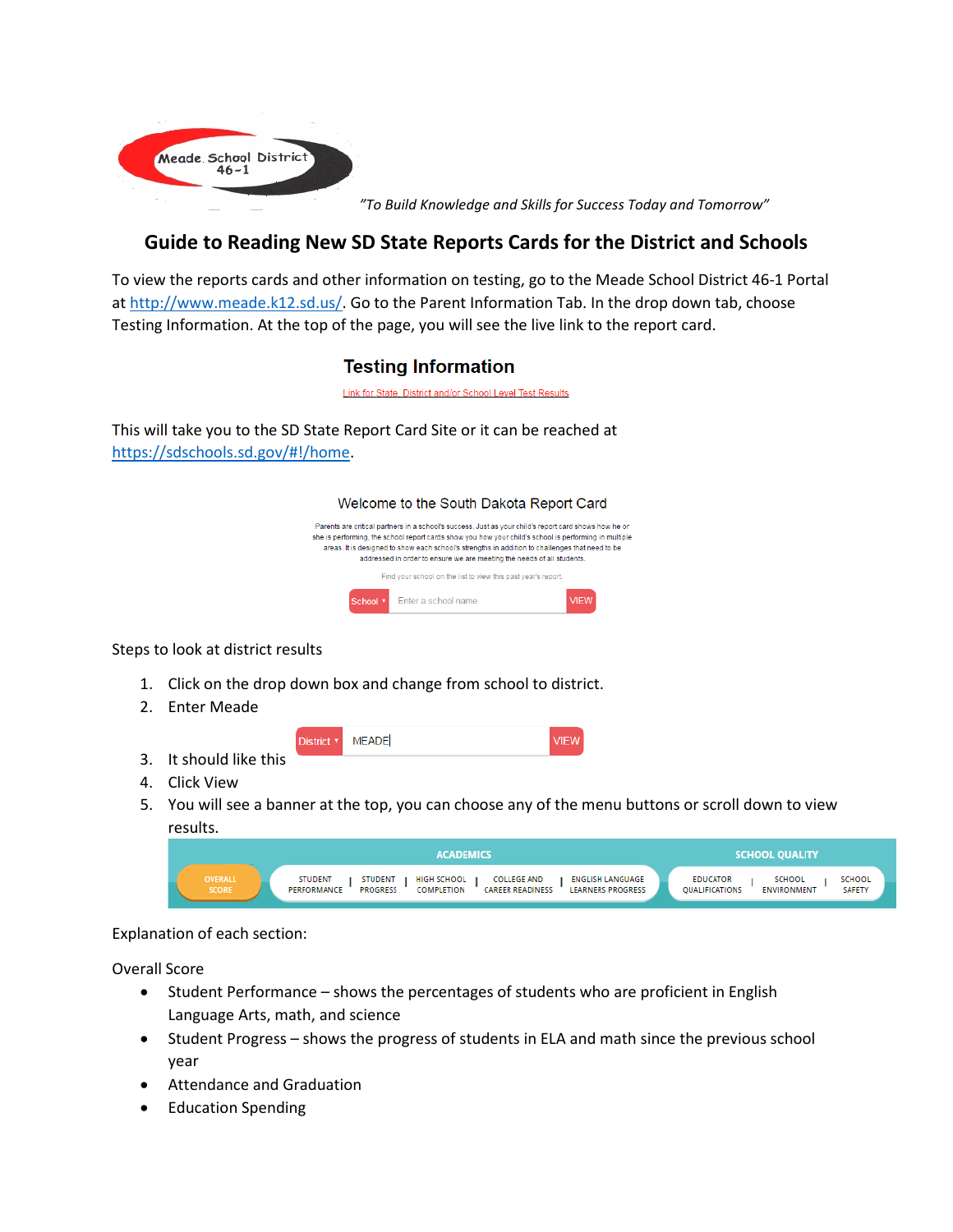Meade School District 46-1

*"To Build Knowledge and Skills for Success Today and Tomorrow"*

# Guide to Reading New SD State Reports Cards for the District and Schools

To view the reports cards and other information on testing, go to the Meade School District 46-1 Portal at http://www.meade.k12.sd.us/. Go to the Parent Information Tab. In the drop down tab, choose Testing Information. At the top of the page, you will see the live link to the report card.

## Testing Information

Link for State, District and/or School Level Test Results

This will take you to the SD State Report Card Site or it can be reached at https://sdschools.sd.gov/#!/home.

Welcome to the South Dakota Report Card

Parents are critical partners in a school's success. Just as your child's report card shows how he or she is performing, the school report cards show you how your child's school is performing in multiple areas. It is designed to show each school's strengths in addition to challenges that need to be addressed in order to ensure we are meeting the needs of all students.

Find your school on the list to view this past year's report.

School ▾ | Enter a school name | VIEW

Steps to look at district results

1. Click on the drop down box and change from school to district.
2. Enter Meade
3. It should like this

   District ▾ | MEADE | VIEW

4. Click View
5. You will see a banner at the top, you can choose any of the menu buttons or scroll down to view results.

   ACADEMICS: OVERALL SCORE | STUDENT PERFORMANCE | STUDENT PROGRESS | HIGH SCHOOL COMPLETION | COLLEGE AND CAREER READINESS | ENGLISH LANGUAGE LEARNERS PROGRESS

   SCHOOL QUALITY: EDUCATOR QUALIFICATIONS | SCHOOL ENVIRONMENT | SCHOOL SAFETY

Explanation of each section:

Overall Score

- Student Performance – shows the percentages of students who are proficient in English Language Arts, math, and science
- Student Progress – shows the progress of students in ELA and math since the previous school year
- Attendance and Graduation
- Education Spending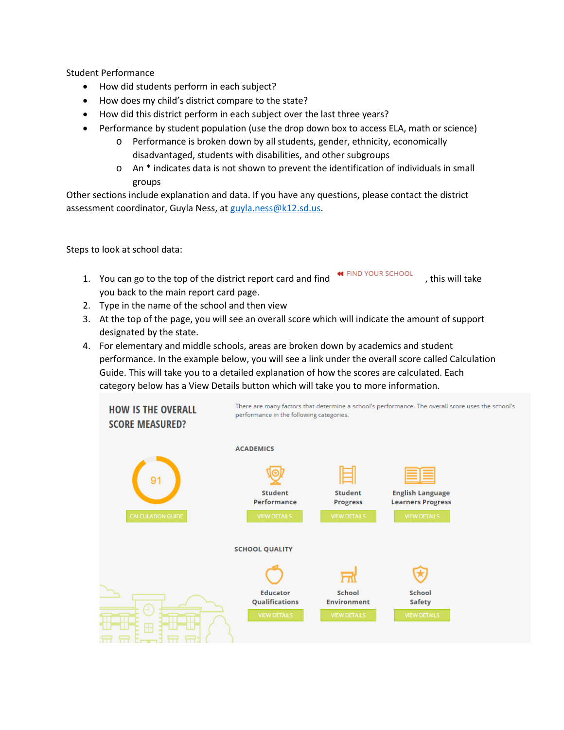Student Performance

- How did students perform in each subject?
- How does my child's district compare to the state?
- How did this district perform in each subject over the last three years?
- Performance by student population (use the drop down box to access ELA, math or science)
  - Performance is broken down by all students, gender, ethnicity, economically disadvantaged, students with disabilities, and other subgroups
  - An * indicates data is not shown to prevent the identification of individuals in small groups

Other sections include explanation and data. If you have any questions, please contact the district assessment coordinator, Guyla Ness, at guyla.ness@k12.sd.us.

Steps to look at school data:

1. You can go to the top of the district report card and find « FIND YOUR SCHOOL, this will take you back to the main report card page.
2. Type in the name of the school and then view
3. At the top of the page, you will see an overall score which will indicate the amount of support designated by the state.
4. For elementary and middle schools, areas are broken down by academics and student performance. In the example below, you will see a link under the overall score called Calculation Guide. This will take you to a detailed explanation of how the scores are calculated. Each category below has a View Details button which will take you to more information.

**HOW IS THE OVERALL SCORE MEASURED?**

There are many factors that determine a school's performance. The overall score uses the school's performance in the following categories.

91

CALCULATION GUIDE

ACADEMICS

- Student Performance — VIEW DETAILS
- Student Progress — VIEW DETAILS
- English Language Learners Progress — VIEW DETAILS

SCHOOL QUALITY

- Educator Qualifications — VIEW DETAILS
- School Environment — VIEW DETAILS
- School Safety — VIEW DETAILS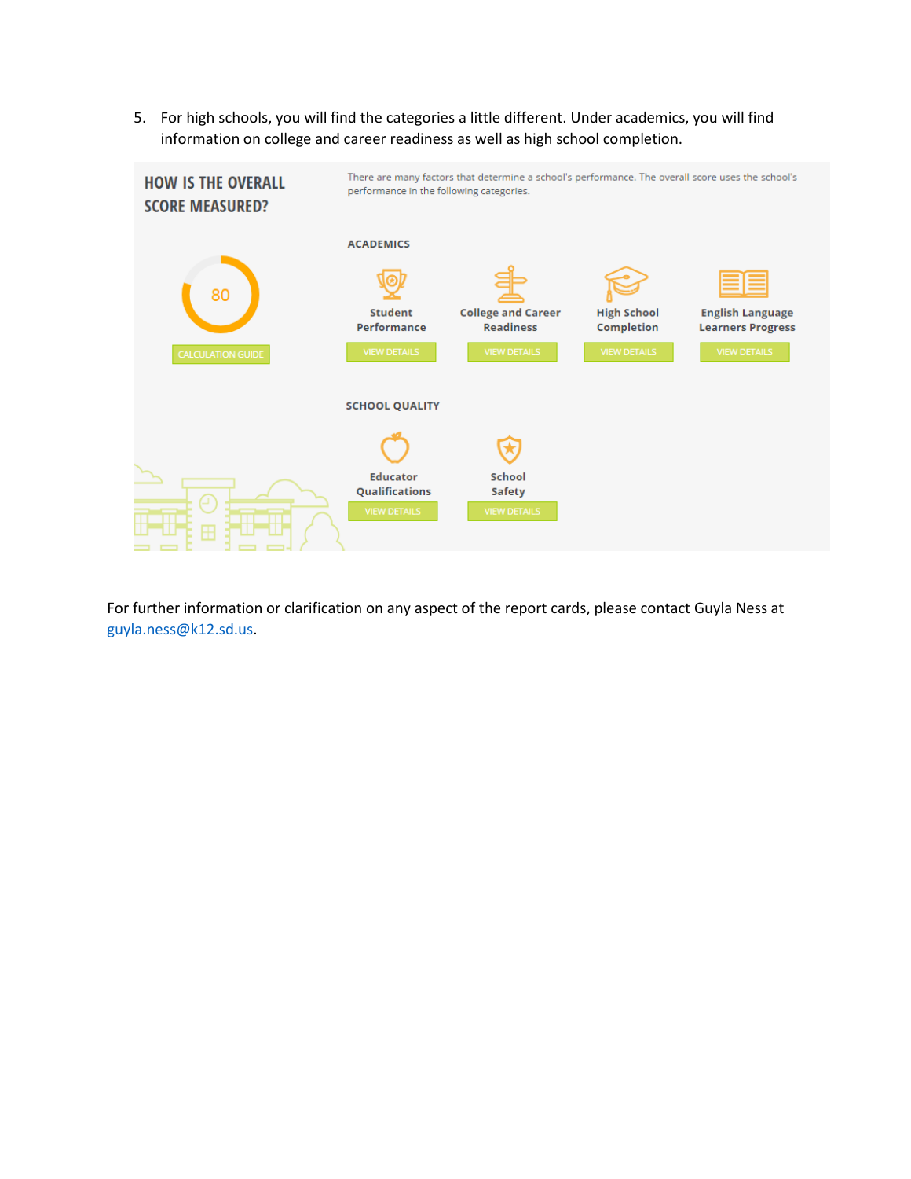5. For high schools, you will find the categories a little different. Under academics, you will find information on college and career readiness as well as high school completion.

HOW IS THE OVERALL SCORE MEASURED?

There are many factors that determine a school's performance. The overall score uses the school's performance in the following categories.

80

CALCULATION GUIDE

ACADEMICS

Student Performance
VIEW DETAILS

College and Career Readiness
VIEW DETAILS

High School Completion
VIEW DETAILS

English Language Learners Progress
VIEW DETAILS

SCHOOL QUALITY

Educator Qualifications
VIEW DETAILS

School Safety
VIEW DETAILS

For further information or clarification on any aspect of the report cards, please contact Guyla Ness at [guyla.ness@k12.sd.us](mailto:guyla.ness@k12.sd.us).